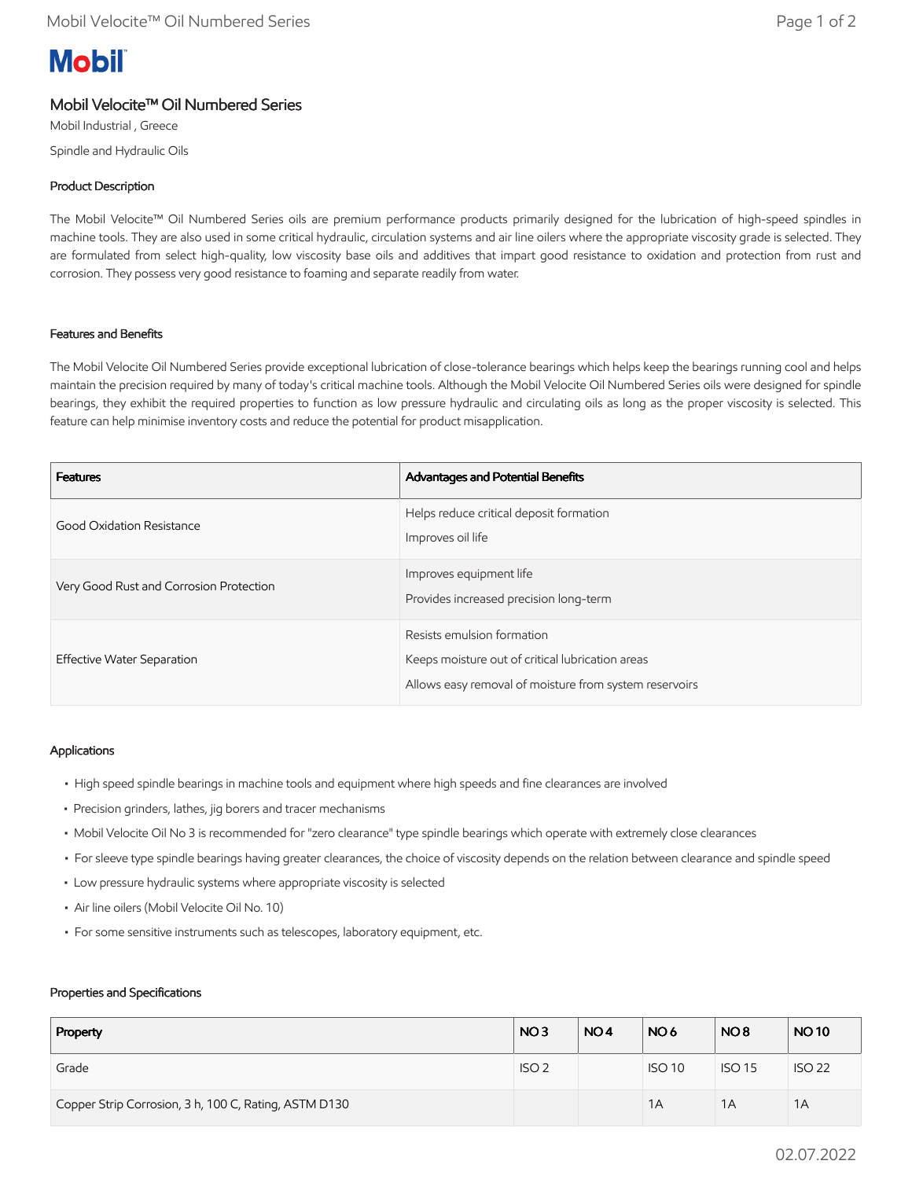# Mobil

## Mobil Velocite™ Oil Numbered Series

Mobil Industrial , Greece

Spindle and Hydraulic Oils

### Product Description

The Mobil Velocite™ Oil Numbered Series oils are premium performance products primarily designed for the lubrication of high-speed spindles in machine tools. They are also used in some critical hydraulic, circulation systems and air line oilers where the appropriate viscosity grade is selected. They are formulated from select high-quality, low viscosity base oils and additives that impart good resistance to oxidation and protection from rust and corrosion. They possess very good resistance to foaming and separate readily from water.

### Features and Benefits

The Mobil Velocite Oil Numbered Series provide exceptional lubrication of close-tolerance bearings which helps keep the bearings running cool and helps maintain the precision required by many of today's critical machine tools. Although the Mobil Velocite Oil Numbered Series oils were designed for spindle bearings, they exhibit the required properties to function as low pressure hydraulic and circulating oils as long as the proper viscosity is selected. This feature can help minimise inventory costs and reduce the potential for product misapplication.

| Features | Advantages and Potential Benefits |
|---|---|
| Good Oxidation Resistance | Helps reduce critical deposit formation<br>Improves oil life |
| Very Good Rust and Corrosion Protection | Improves equipment life<br>Provides increased precision long-term |
| Effective Water Separation | Resists emulsion formation<br>Keeps moisture out of critical lubrication areas<br>Allows easy removal of moisture from system reservoirs |

### Applications

- High speed spindle bearings in machine tools and equipment where high speeds and fine clearances are involved
- Precision grinders, lathes, jig borers and tracer mechanisms
- Mobil Velocite Oil No 3 is recommended for "zero clearance" type spindle bearings which operate with extremely close clearances
- For sleeve type spindle bearings having greater clearances, the choice of viscosity depends on the relation between clearance and spindle speed
- Low pressure hydraulic systems where appropriate viscosity is selected
- Air line oilers (Mobil Velocite Oil No. 10)
- For some sensitive instruments such as telescopes, laboratory equipment, etc.

### Properties and Specifications

| Property | NO 3 | NO 4 | NO 6 | NO 8 | NO 10 |
|---|---|---|---|---|---|
| Grade | ISO 2 | | ISO 10 | ISO 15 | ISO 22 |
| Copper Strip Corrosion, 3 h, 100 C, Rating, ASTM D130 | | | 1A | 1A | 1A |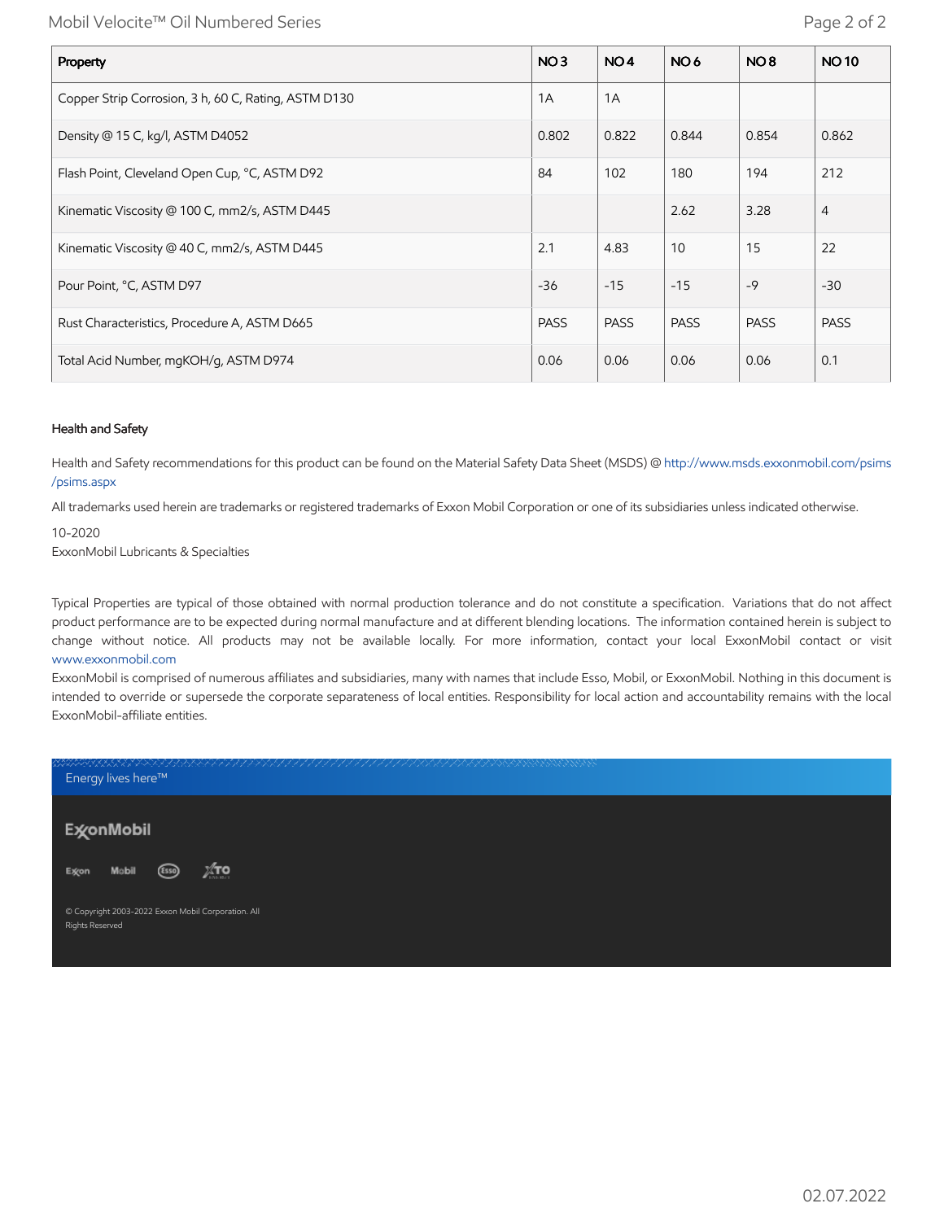| Property | NO 3 | NO 4 | NO 6 | NO 8 | NO 10 |
|---|---|---|---|---|---|
| Copper Strip Corrosion, 3 h, 60 C, Rating, ASTM D130 | 1A | 1A | | | |
| Density @ 15 C, kg/l, ASTM D4052 | 0.802 | 0.822 | 0.844 | 0.854 | 0.862 |
| Flash Point, Cleveland Open Cup, °C, ASTM D92 | 84 | 102 | 180 | 194 | 212 |
| Kinematic Viscosity @ 100 C, mm2/s, ASTM D445 | | | 2.62 | 3.28 | 4 |
| Kinematic Viscosity @ 40 C, mm2/s, ASTM D445 | 2.1 | 4.83 | 10 | 15 | 22 |
| Pour Point, °C, ASTM D97 | -36 | -15 | -15 | -9 | -30 |
| Rust Characteristics, Procedure A, ASTM D665 | PASS | PASS | PASS | PASS | PASS |
| Total Acid Number, mgKOH/g, ASTM D974 | 0.06 | 0.06 | 0.06 | 0.06 | 0.1 |

### Health and Safety

Health and Safety recommendations for this product can be found on the Material Safety Data Sheet (MSDS) @ http://www.msds.exxonmobil.com/psims/psims.aspx

All trademarks used herein are trademarks or registered trademarks of Exxon Mobil Corporation or one of its subsidiaries unless indicated otherwise.

10-2020
ExxonMobil Lubricants & Specialties

Typical Properties are typical of those obtained with normal production tolerance and do not constitute a specification. Variations that do not affect product performance are to be expected during normal manufacture and at different blending locations. The information contained herein is subject to change without notice. All products may not be available locally. For more information, contact your local ExxonMobil contact or visit www.exxonmobil.com

ExxonMobil is comprised of numerous affiliates and subsidiaries, many with names that include Esso, Mobil, or ExxonMobil. Nothing in this document is intended to override or supersede the corporate separateness of local entities. Responsibility for local action and accountability remains with the local ExxonMobil-affiliate entities.

Energy lives here™

ExxonMobil

© Copyright 2003-2022 Exxon Mobil Corporation. All Rights Reserved